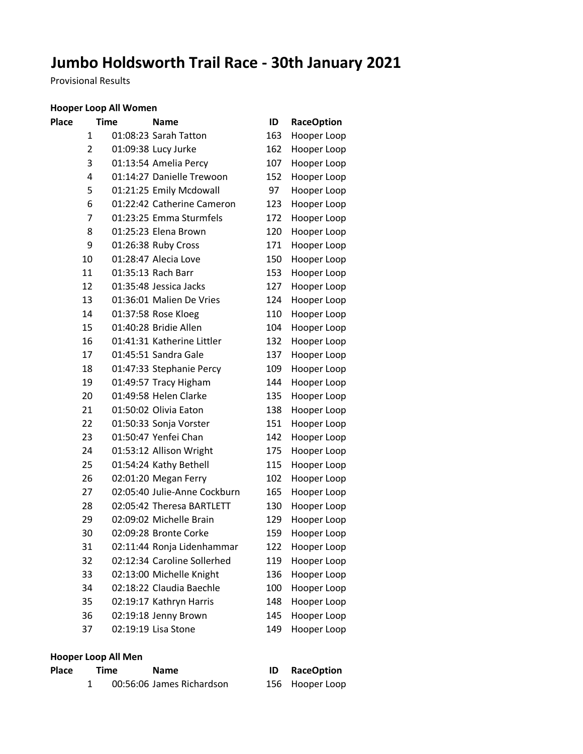# Jumbo Holdsworth Trail Race - 30th January 2021

Provisional Results

### Hooper Loop All Women

| Place | Time | Name | ID | RaceOption |
|---|---|---|---|---|
| 1 | 01:08:23 | Sarah Tatton | 163 | Hooper Loop |
| 2 | 01:09:38 | Lucy Jurke | 162 | Hooper Loop |
| 3 | 01:13:54 | Amelia Percy | 107 | Hooper Loop |
| 4 | 01:14:27 | Danielle Trewoon | 152 | Hooper Loop |
| 5 | 01:21:25 | Emily Mcdowall | 97 | Hooper Loop |
| 6 | 01:22:42 | Catherine Cameron | 123 | Hooper Loop |
| 7 | 01:23:25 | Emma Sturmfels | 172 | Hooper Loop |
| 8 | 01:25:23 | Elena Brown | 120 | Hooper Loop |
| 9 | 01:26:38 | Ruby Cross | 171 | Hooper Loop |
| 10 | 01:28:47 | Alecia Love | 150 | Hooper Loop |
| 11 | 01:35:13 | Rach Barr | 153 | Hooper Loop |
| 12 | 01:35:48 | Jessica Jacks | 127 | Hooper Loop |
| 13 | 01:36:01 | Malien De Vries | 124 | Hooper Loop |
| 14 | 01:37:58 | Rose Kloeg | 110 | Hooper Loop |
| 15 | 01:40:28 | Bridie Allen | 104 | Hooper Loop |
| 16 | 01:41:31 | Katherine Littler | 132 | Hooper Loop |
| 17 | 01:45:51 | Sandra Gale | 137 | Hooper Loop |
| 18 | 01:47:33 | Stephanie Percy | 109 | Hooper Loop |
| 19 | 01:49:57 | Tracy Higham | 144 | Hooper Loop |
| 20 | 01:49:58 | Helen Clarke | 135 | Hooper Loop |
| 21 | 01:50:02 | Olivia Eaton | 138 | Hooper Loop |
| 22 | 01:50:33 | Sonja Vorster | 151 | Hooper Loop |
| 23 | 01:50:47 | Yenfei Chan | 142 | Hooper Loop |
| 24 | 01:53:12 | Allison Wright | 175 | Hooper Loop |
| 25 | 01:54:24 | Kathy Bethell | 115 | Hooper Loop |
| 26 | 02:01:20 | Megan Ferry | 102 | Hooper Loop |
| 27 | 02:05:40 | Julie-Anne Cockburn | 165 | Hooper Loop |
| 28 | 02:05:42 | Theresa BARTLETT | 130 | Hooper Loop |
| 29 | 02:09:02 | Michelle Brain | 129 | Hooper Loop |
| 30 | 02:09:28 | Bronte Corke | 159 | Hooper Loop |
| 31 | 02:11:44 | Ronja Lidenhammar | 122 | Hooper Loop |
| 32 | 02:12:34 | Caroline Sollerhed | 119 | Hooper Loop |
| 33 | 02:13:00 | Michelle Knight | 136 | Hooper Loop |
| 34 | 02:18:22 | Claudia Baechle | 100 | Hooper Loop |
| 35 | 02:19:17 | Kathryn Harris | 148 | Hooper Loop |
| 36 | 02:19:18 | Jenny Brown | 145 | Hooper Loop |
| 37 | 02:19:19 | Lisa Stone | 149 | Hooper Loop |

### Hooper Loop All Men

| Place | Time | Name | ID | RaceOption |
|---|---|---|---|---|
| 1 | 00:56:06 | James Richardson | 156 | Hooper Loop |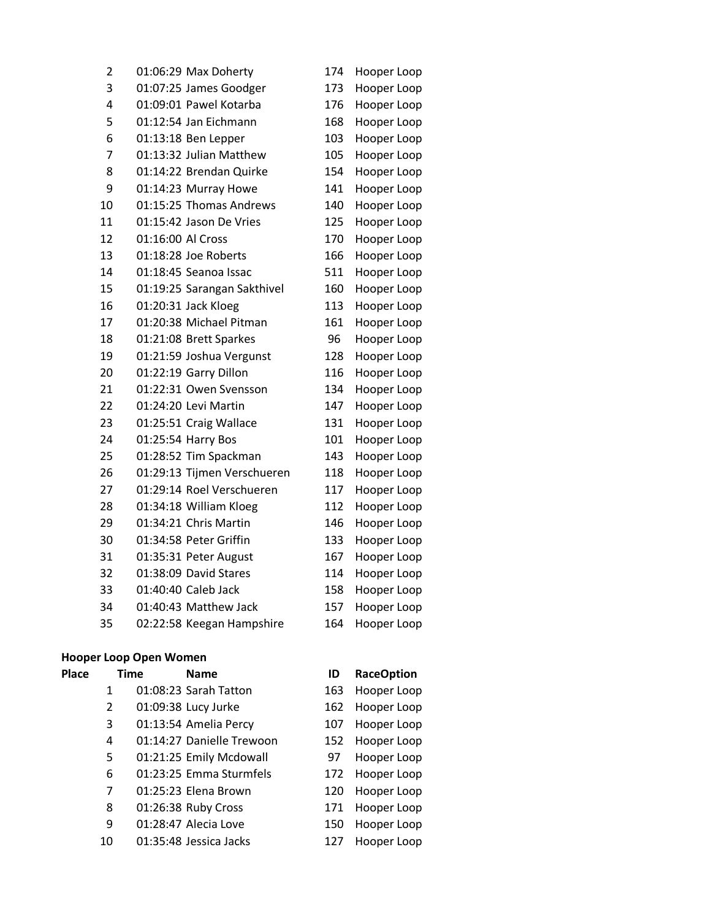| Place | Time | Name | ID | RaceOption |
|---|---|---|---|---|
| 2 | 01:06:29 | Max Doherty | 174 | Hooper Loop |
| 3 | 01:07:25 | James Goodger | 173 | Hooper Loop |
| 4 | 01:09:01 | Pawel Kotarba | 176 | Hooper Loop |
| 5 | 01:12:54 | Jan Eichmann | 168 | Hooper Loop |
| 6 | 01:13:18 | Ben Lepper | 103 | Hooper Loop |
| 7 | 01:13:32 | Julian Matthew | 105 | Hooper Loop |
| 8 | 01:14:22 | Brendan Quirke | 154 | Hooper Loop |
| 9 | 01:14:23 | Murray Howe | 141 | Hooper Loop |
| 10 | 01:15:25 | Thomas Andrews | 140 | Hooper Loop |
| 11 | 01:15:42 | Jason De Vries | 125 | Hooper Loop |
| 12 | 01:16:00 | Al Cross | 170 | Hooper Loop |
| 13 | 01:18:28 | Joe Roberts | 166 | Hooper Loop |
| 14 | 01:18:45 | Seanoa Issac | 511 | Hooper Loop |
| 15 | 01:19:25 | Sarangan Sakthivel | 160 | Hooper Loop |
| 16 | 01:20:31 | Jack Kloeg | 113 | Hooper Loop |
| 17 | 01:20:38 | Michael Pitman | 161 | Hooper Loop |
| 18 | 01:21:08 | Brett Sparkes | 96 | Hooper Loop |
| 19 | 01:21:59 | Joshua Vergunst | 128 | Hooper Loop |
| 20 | 01:22:19 | Garry Dillon | 116 | Hooper Loop |
| 21 | 01:22:31 | Owen Svensson | 134 | Hooper Loop |
| 22 | 01:24:20 | Levi Martin | 147 | Hooper Loop |
| 23 | 01:25:51 | Craig Wallace | 131 | Hooper Loop |
| 24 | 01:25:54 | Harry Bos | 101 | Hooper Loop |
| 25 | 01:28:52 | Tim Spackman | 143 | Hooper Loop |
| 26 | 01:29:13 | Tijmen Verschueren | 118 | Hooper Loop |
| 27 | 01:29:14 | Roel Verschueren | 117 | Hooper Loop |
| 28 | 01:34:18 | William Kloeg | 112 | Hooper Loop |
| 29 | 01:34:21 | Chris Martin | 146 | Hooper Loop |
| 30 | 01:34:58 | Peter Griffin | 133 | Hooper Loop |
| 31 | 01:35:31 | Peter August | 167 | Hooper Loop |
| 32 | 01:38:09 | David Stares | 114 | Hooper Loop |
| 33 | 01:40:40 | Caleb Jack | 158 | Hooper Loop |
| 34 | 01:40:43 | Matthew Jack | 157 | Hooper Loop |
| 35 | 02:22:58 | Keegan Hampshire | 164 | Hooper Loop |

**Hooper Loop Open Women**

| Place | Time | Name | ID | RaceOption |
|---|---|---|---|---|
| 1 | 01:08:23 | Sarah Tatton | 163 | Hooper Loop |
| 2 | 01:09:38 | Lucy Jurke | 162 | Hooper Loop |
| 3 | 01:13:54 | Amelia Percy | 107 | Hooper Loop |
| 4 | 01:14:27 | Danielle Trewoon | 152 | Hooper Loop |
| 5 | 01:21:25 | Emily Mcdowall | 97 | Hooper Loop |
| 6 | 01:23:25 | Emma Sturmfels | 172 | Hooper Loop |
| 7 | 01:25:23 | Elena Brown | 120 | Hooper Loop |
| 8 | 01:26:38 | Ruby Cross | 171 | Hooper Loop |
| 9 | 01:28:47 | Alecia Love | 150 | Hooper Loop |
| 10 | 01:35:48 | Jessica Jacks | 127 | Hooper Loop |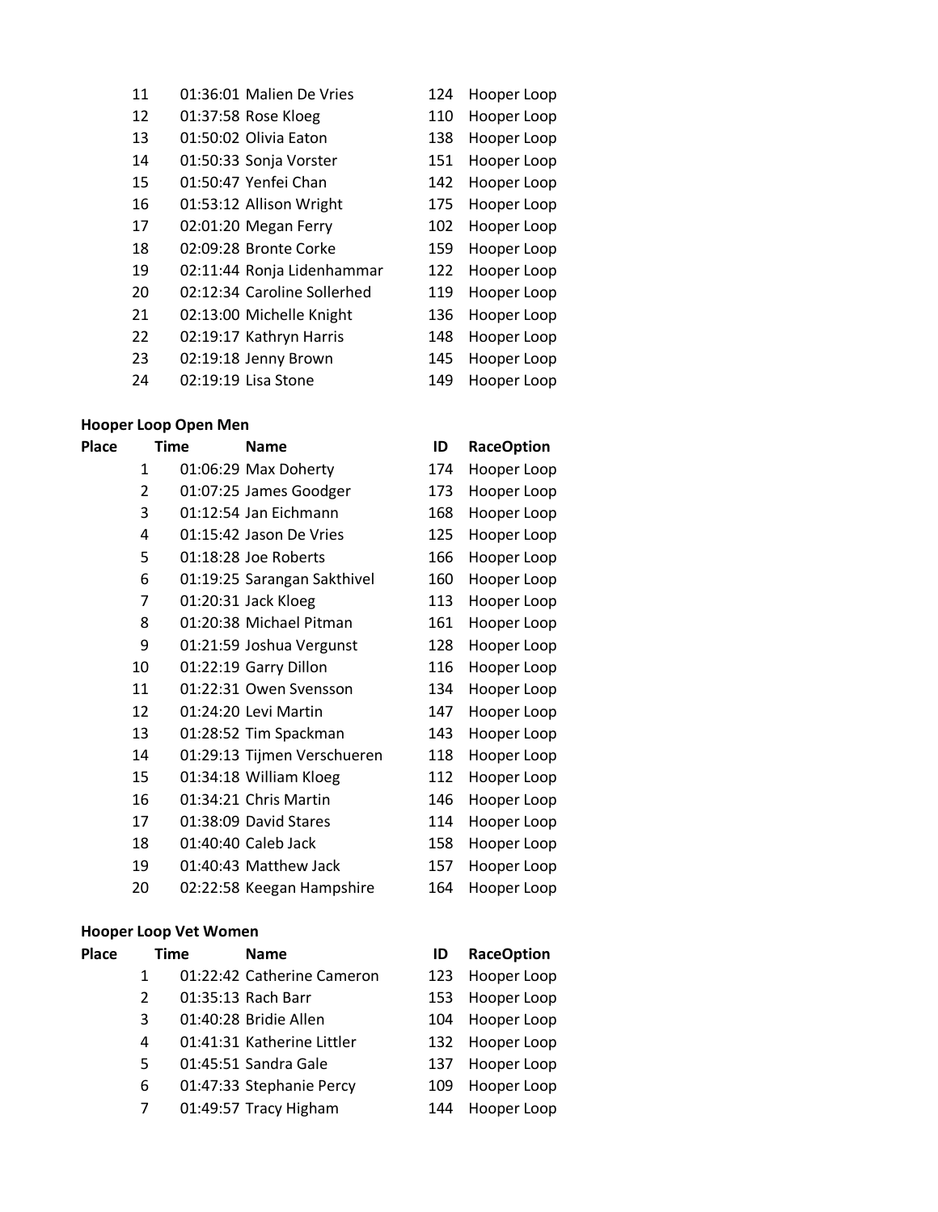| Place | Time | Name | ID | RaceOption |
|---|---|---|---|---|
| 11 | 01:36:01 | Malien De Vries | 124 | Hooper Loop |
| 12 | 01:37:58 | Rose Kloeg | 110 | Hooper Loop |
| 13 | 01:50:02 | Olivia Eaton | 138 | Hooper Loop |
| 14 | 01:50:33 | Sonja Vorster | 151 | Hooper Loop |
| 15 | 01:50:47 | Yenfei Chan | 142 | Hooper Loop |
| 16 | 01:53:12 | Allison Wright | 175 | Hooper Loop |
| 17 | 02:01:20 | Megan Ferry | 102 | Hooper Loop |
| 18 | 02:09:28 | Bronte Corke | 159 | Hooper Loop |
| 19 | 02:11:44 | Ronja Lidenhammar | 122 | Hooper Loop |
| 20 | 02:12:34 | Caroline Sollerhed | 119 | Hooper Loop |
| 21 | 02:13:00 | Michelle Knight | 136 | Hooper Loop |
| 22 | 02:19:17 | Kathryn Harris | 148 | Hooper Loop |
| 23 | 02:19:18 | Jenny Brown | 145 | Hooper Loop |
| 24 | 02:19:19 | Lisa Stone | 149 | Hooper Loop |

**Hooper Loop Open Men**

| Place | Time | Name | ID | RaceOption |
|---|---|---|---|---|
| 1 | 01:06:29 | Max Doherty | 174 | Hooper Loop |
| 2 | 01:07:25 | James Goodger | 173 | Hooper Loop |
| 3 | 01:12:54 | Jan Eichmann | 168 | Hooper Loop |
| 4 | 01:15:42 | Jason De Vries | 125 | Hooper Loop |
| 5 | 01:18:28 | Joe Roberts | 166 | Hooper Loop |
| 6 | 01:19:25 | Sarangan Sakthivel | 160 | Hooper Loop |
| 7 | 01:20:31 | Jack Kloeg | 113 | Hooper Loop |
| 8 | 01:20:38 | Michael Pitman | 161 | Hooper Loop |
| 9 | 01:21:59 | Joshua Vergunst | 128 | Hooper Loop |
| 10 | 01:22:19 | Garry Dillon | 116 | Hooper Loop |
| 11 | 01:22:31 | Owen Svensson | 134 | Hooper Loop |
| 12 | 01:24:20 | Levi Martin | 147 | Hooper Loop |
| 13 | 01:28:52 | Tim Spackman | 143 | Hooper Loop |
| 14 | 01:29:13 | Tijmen Verschueren | 118 | Hooper Loop |
| 15 | 01:34:18 | William Kloeg | 112 | Hooper Loop |
| 16 | 01:34:21 | Chris Martin | 146 | Hooper Loop |
| 17 | 01:38:09 | David Stares | 114 | Hooper Loop |
| 18 | 01:40:40 | Caleb Jack | 158 | Hooper Loop |
| 19 | 01:40:43 | Matthew Jack | 157 | Hooper Loop |
| 20 | 02:22:58 | Keegan Hampshire | 164 | Hooper Loop |

**Hooper Loop Vet Women**

| Place | Time | Name | ID | RaceOption |
|---|---|---|---|---|
| 1 | 01:22:42 | Catherine Cameron | 123 | Hooper Loop |
| 2 | 01:35:13 | Rach Barr | 153 | Hooper Loop |
| 3 | 01:40:28 | Bridie Allen | 104 | Hooper Loop |
| 4 | 01:41:31 | Katherine Littler | 132 | Hooper Loop |
| 5 | 01:45:51 | Sandra Gale | 137 | Hooper Loop |
| 6 | 01:47:33 | Stephanie Percy | 109 | Hooper Loop |
| 7 | 01:49:57 | Tracy Higham | 144 | Hooper Loop |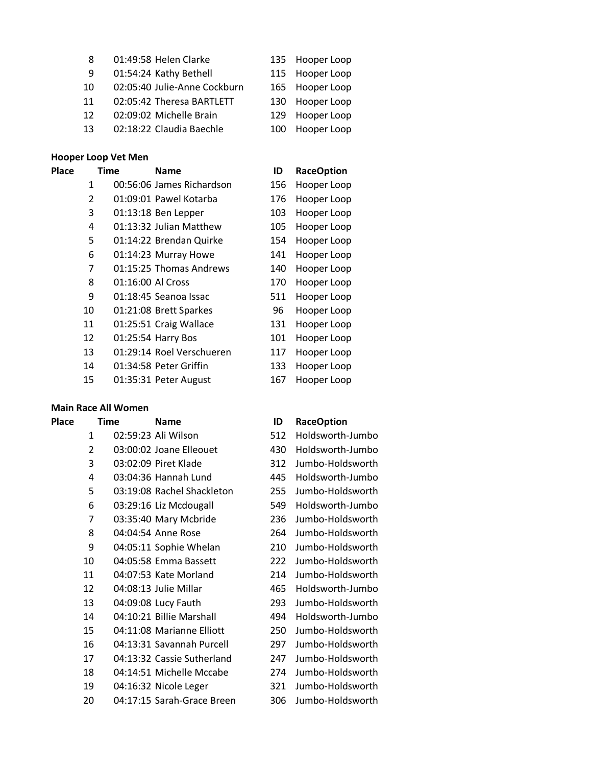| Place | Time | Name | ID | RaceOption |
|---|---|---|---|---|
| 8 | 01:49:58 | Helen Clarke | 135 | Hooper Loop |
| 9 | 01:54:24 | Kathy Bethell | 115 | Hooper Loop |
| 10 | 02:05:40 | Julie-Anne Cockburn | 165 | Hooper Loop |
| 11 | 02:05:42 | Theresa BARTLETT | 130 | Hooper Loop |
| 12 | 02:09:02 | Michelle Brain | 129 | Hooper Loop |
| 13 | 02:18:22 | Claudia Baechle | 100 | Hooper Loop |

**Hooper Loop Vet Men**

| Place | Time | Name | ID | RaceOption |
|---|---|---|---|---|
| 1 | 00:56:06 | James Richardson | 156 | Hooper Loop |
| 2 | 01:09:01 | Pawel Kotarba | 176 | Hooper Loop |
| 3 | 01:13:18 | Ben Lepper | 103 | Hooper Loop |
| 4 | 01:13:32 | Julian Matthew | 105 | Hooper Loop |
| 5 | 01:14:22 | Brendan Quirke | 154 | Hooper Loop |
| 6 | 01:14:23 | Murray Howe | 141 | Hooper Loop |
| 7 | 01:15:25 | Thomas Andrews | 140 | Hooper Loop |
| 8 | 01:16:00 | Al Cross | 170 | Hooper Loop |
| 9 | 01:18:45 | Seanoa Issac | 511 | Hooper Loop |
| 10 | 01:21:08 | Brett Sparkes | 96 | Hooper Loop |
| 11 | 01:25:51 | Craig Wallace | 131 | Hooper Loop |
| 12 | 01:25:54 | Harry Bos | 101 | Hooper Loop |
| 13 | 01:29:14 | Roel Verschueren | 117 | Hooper Loop |
| 14 | 01:34:58 | Peter Griffin | 133 | Hooper Loop |
| 15 | 01:35:31 | Peter August | 167 | Hooper Loop |

**Main Race All Women**

| Place | Time | Name | ID | RaceOption |
|---|---|---|---|---|
| 1 | 02:59:23 | Ali Wilson | 512 | Holdsworth-Jumbo |
| 2 | 03:00:02 | Joane Ellegouet | 430 | Holdsworth-Jumbo |
| 3 | 03:02:09 | Piret Klade | 312 | Jumbo-Holdsworth |
| 4 | 03:04:36 | Hannah Lund | 445 | Holdsworth-Jumbo |
| 5 | 03:19:08 | Rachel Shackleton | 255 | Jumbo-Holdsworth |
| 6 | 03:29:16 | Liz Mcdougall | 549 | Holdsworth-Jumbo |
| 7 | 03:35:40 | Mary Mcbride | 236 | Jumbo-Holdsworth |
| 8 | 04:04:54 | Anne Rose | 264 | Jumbo-Holdsworth |
| 9 | 04:05:11 | Sophie Whelan | 210 | Jumbo-Holdsworth |
| 10 | 04:05:58 | Emma Bassett | 222 | Jumbo-Holdsworth |
| 11 | 04:07:53 | Kate Morland | 214 | Jumbo-Holdsworth |
| 12 | 04:08:13 | Julie Millar | 465 | Holdsworth-Jumbo |
| 13 | 04:09:08 | Lucy Fauth | 293 | Jumbo-Holdsworth |
| 14 | 04:10:21 | Billie Marshall | 494 | Holdsworth-Jumbo |
| 15 | 04:11:08 | Marianne Elliott | 250 | Jumbo-Holdsworth |
| 16 | 04:13:31 | Savannah Purcell | 297 | Jumbo-Holdsworth |
| 17 | 04:13:32 | Cassie Sutherland | 247 | Jumbo-Holdsworth |
| 18 | 04:14:51 | Michelle Mccabe | 274 | Jumbo-Holdsworth |
| 19 | 04:16:32 | Nicole Leger | 321 | Jumbo-Holdsworth |
| 20 | 04:17:15 | Sarah-Grace Breen | 306 | Jumbo-Holdsworth |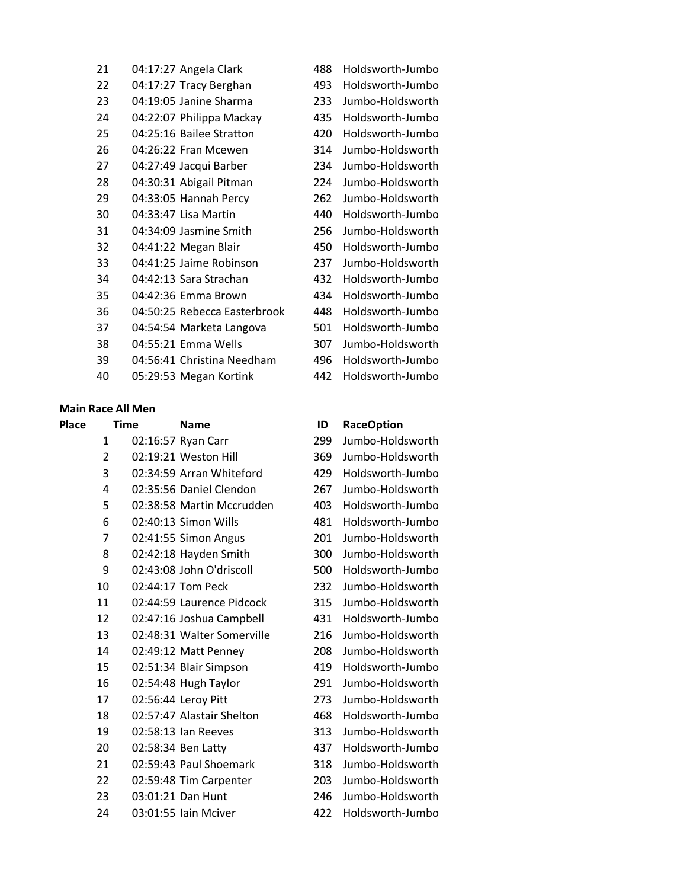| | | | | |
|---|---|---|---|---|
| 21 | 04:17:27 | Angela Clark | 488 | Holdsworth-Jumbo |
| 22 | 04:17:27 | Tracy Berghan | 493 | Holdsworth-Jumbo |
| 23 | 04:19:05 | Janine Sharma | 233 | Jumbo-Holdsworth |
| 24 | 04:22:07 | Philippa Mackay | 435 | Holdsworth-Jumbo |
| 25 | 04:25:16 | Bailee Stratton | 420 | Holdsworth-Jumbo |
| 26 | 04:26:22 | Fran Mcewen | 314 | Jumbo-Holdsworth |
| 27 | 04:27:49 | Jacqui Barber | 234 | Jumbo-Holdsworth |
| 28 | 04:30:31 | Abigail Pitman | 224 | Jumbo-Holdsworth |
| 29 | 04:33:05 | Hannah Percy | 262 | Jumbo-Holdsworth |
| 30 | 04:33:47 | Lisa Martin | 440 | Holdsworth-Jumbo |
| 31 | 04:34:09 | Jasmine Smith | 256 | Jumbo-Holdsworth |
| 32 | 04:41:22 | Megan Blair | 450 | Holdsworth-Jumbo |
| 33 | 04:41:25 | Jaime Robinson | 237 | Jumbo-Holdsworth |
| 34 | 04:42:13 | Sara Strachan | 432 | Holdsworth-Jumbo |
| 35 | 04:42:36 | Emma Brown | 434 | Holdsworth-Jumbo |
| 36 | 04:50:25 | Rebecca Easterbrook | 448 | Holdsworth-Jumbo |
| 37 | 04:54:54 | Marketa Langova | 501 | Holdsworth-Jumbo |
| 38 | 04:55:21 | Emma Wells | 307 | Jumbo-Holdsworth |
| 39 | 04:56:41 | Christina Needham | 496 | Holdsworth-Jumbo |
| 40 | 05:29:53 | Megan Kortink | 442 | Holdsworth-Jumbo |

**Main Race All Men**

| Place | Time | Name | ID | RaceOption |
|---|---|---|---|---|
| 1 | 02:16:57 | Ryan Carr | 299 | Jumbo-Holdsworth |
| 2 | 02:19:21 | Weston Hill | 369 | Jumbo-Holdsworth |
| 3 | 02:34:59 | Arran Whiteford | 429 | Holdsworth-Jumbo |
| 4 | 02:35:56 | Daniel Clendon | 267 | Jumbo-Holdsworth |
| 5 | 02:38:58 | Martin Mccrudden | 403 | Holdsworth-Jumbo |
| 6 | 02:40:13 | Simon Wills | 481 | Holdsworth-Jumbo |
| 7 | 02:41:55 | Simon Angus | 201 | Jumbo-Holdsworth |
| 8 | 02:42:18 | Hayden Smith | 300 | Jumbo-Holdsworth |
| 9 | 02:43:08 | John O'driscoll | 500 | Holdsworth-Jumbo |
| 10 | 02:44:17 | Tom Peck | 232 | Jumbo-Holdsworth |
| 11 | 02:44:59 | Laurence Pidcock | 315 | Jumbo-Holdsworth |
| 12 | 02:47:16 | Joshua Campbell | 431 | Holdsworth-Jumbo |
| 13 | 02:48:31 | Walter Somerville | 216 | Jumbo-Holdsworth |
| 14 | 02:49:12 | Matt Penney | 208 | Jumbo-Holdsworth |
| 15 | 02:51:34 | Blair Simpson | 419 | Holdsworth-Jumbo |
| 16 | 02:54:48 | Hugh Taylor | 291 | Jumbo-Holdsworth |
| 17 | 02:56:44 | Leroy Pitt | 273 | Jumbo-Holdsworth |
| 18 | 02:57:47 | Alastair Shelton | 468 | Holdsworth-Jumbo |
| 19 | 02:58:13 | Ian Reeves | 313 | Jumbo-Holdsworth |
| 20 | 02:58:34 | Ben Latty | 437 | Holdsworth-Jumbo |
| 21 | 02:59:43 | Paul Shoemark | 318 | Jumbo-Holdsworth |
| 22 | 02:59:48 | Tim Carpenter | 203 | Jumbo-Holdsworth |
| 23 | 03:01:21 | Dan Hunt | 246 | Jumbo-Holdsworth |
| 24 | 03:01:55 | Iain Mciver | 422 | Holdsworth-Jumbo |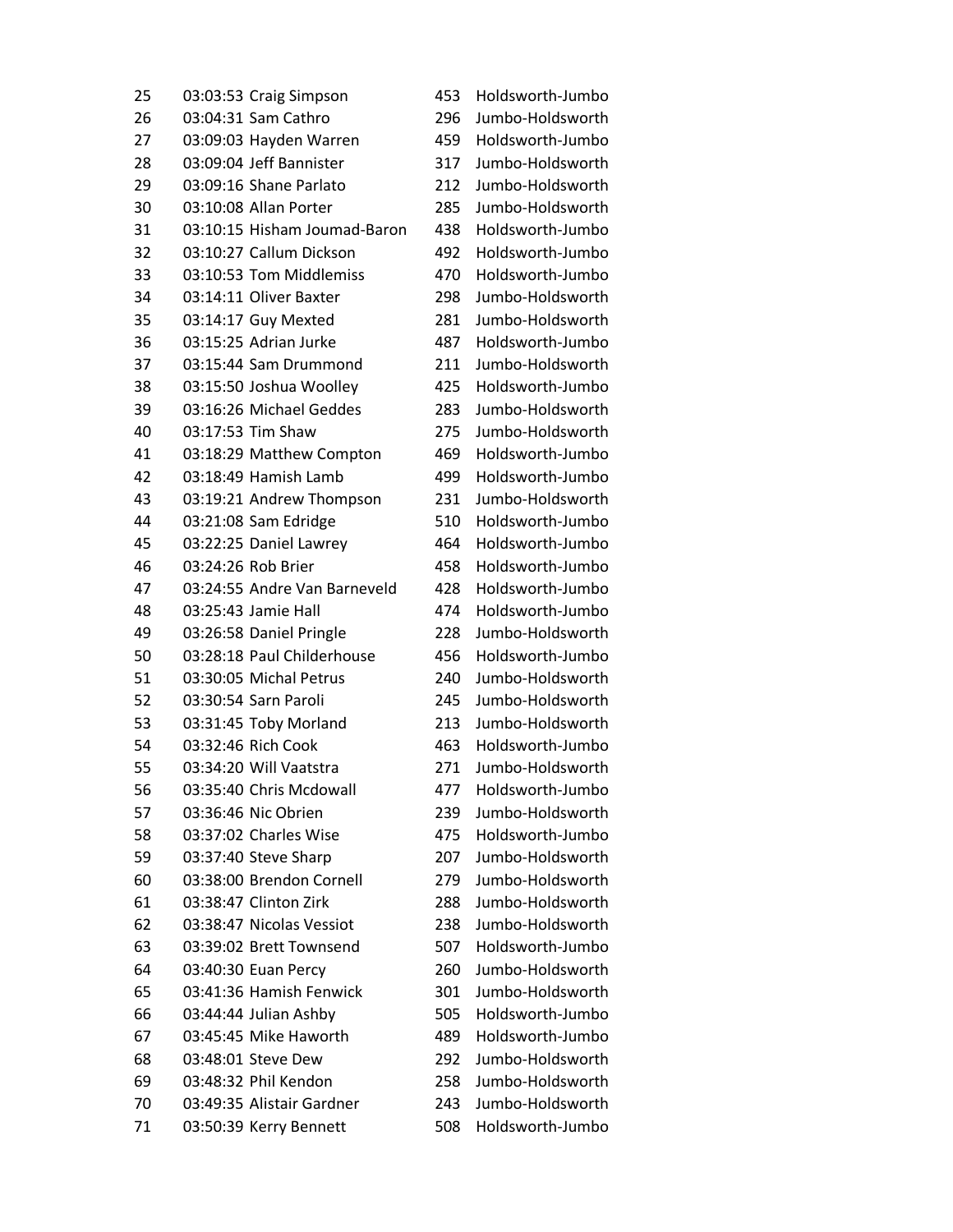| | | | | |
|---|---|---|---|---|
| 25 | 03:03:53 | Craig Simpson | 453 | Holdsworth-Jumbo |
| 26 | 03:04:31 | Sam Cathro | 296 | Jumbo-Holdsworth |
| 27 | 03:09:03 | Hayden Warren | 459 | Holdsworth-Jumbo |
| 28 | 03:09:04 | Jeff Bannister | 317 | Jumbo-Holdsworth |
| 29 | 03:09:16 | Shane Parlato | 212 | Jumbo-Holdsworth |
| 30 | 03:10:08 | Allan Porter | 285 | Jumbo-Holdsworth |
| 31 | 03:10:15 | Hisham Joumad-Baron | 438 | Holdsworth-Jumbo |
| 32 | 03:10:27 | Callum Dickson | 492 | Holdsworth-Jumbo |
| 33 | 03:10:53 | Tom Middlemiss | 470 | Holdsworth-Jumbo |
| 34 | 03:14:11 | Oliver Baxter | 298 | Jumbo-Holdsworth |
| 35 | 03:14:17 | Guy Mexted | 281 | Jumbo-Holdsworth |
| 36 | 03:15:25 | Adrian Jurke | 487 | Holdsworth-Jumbo |
| 37 | 03:15:44 | Sam Drummond | 211 | Jumbo-Holdsworth |
| 38 | 03:15:50 | Joshua Woolley | 425 | Holdsworth-Jumbo |
| 39 | 03:16:26 | Michael Geddes | 283 | Jumbo-Holdsworth |
| 40 | 03:17:53 | Tim Shaw | 275 | Jumbo-Holdsworth |
| 41 | 03:18:29 | Matthew Compton | 469 | Holdsworth-Jumbo |
| 42 | 03:18:49 | Hamish Lamb | 499 | Holdsworth-Jumbo |
| 43 | 03:19:21 | Andrew Thompson | 231 | Jumbo-Holdsworth |
| 44 | 03:21:08 | Sam Edridge | 510 | Holdsworth-Jumbo |
| 45 | 03:22:25 | Daniel Lawrey | 464 | Holdsworth-Jumbo |
| 46 | 03:24:26 | Rob Brier | 458 | Holdsworth-Jumbo |
| 47 | 03:24:55 | Andre Van Barneveld | 428 | Holdsworth-Jumbo |
| 48 | 03:25:43 | Jamie Hall | 474 | Holdsworth-Jumbo |
| 49 | 03:26:58 | Daniel Pringle | 228 | Jumbo-Holdsworth |
| 50 | 03:28:18 | Paul Childerhouse | 456 | Holdsworth-Jumbo |
| 51 | 03:30:05 | Michal Petrus | 240 | Jumbo-Holdsworth |
| 52 | 03:30:54 | Sarn Paroli | 245 | Jumbo-Holdsworth |
| 53 | 03:31:45 | Toby Morland | 213 | Jumbo-Holdsworth |
| 54 | 03:32:46 | Rich Cook | 463 | Holdsworth-Jumbo |
| 55 | 03:34:20 | Will Vaatstra | 271 | Jumbo-Holdsworth |
| 56 | 03:35:40 | Chris Mcdowall | 477 | Holdsworth-Jumbo |
| 57 | 03:36:46 | Nic Obrien | 239 | Jumbo-Holdsworth |
| 58 | 03:37:02 | Charles Wise | 475 | Holdsworth-Jumbo |
| 59 | 03:37:40 | Steve Sharp | 207 | Jumbo-Holdsworth |
| 60 | 03:38:00 | Brendon Cornell | 279 | Jumbo-Holdsworth |
| 61 | 03:38:47 | Clinton Zirk | 288 | Jumbo-Holdsworth |
| 62 | 03:38:47 | Nicolas Vessiot | 238 | Jumbo-Holdsworth |
| 63 | 03:39:02 | Brett Townsend | 507 | Holdsworth-Jumbo |
| 64 | 03:40:30 | Euan Percy | 260 | Jumbo-Holdsworth |
| 65 | 03:41:36 | Hamish Fenwick | 301 | Jumbo-Holdsworth |
| 66 | 03:44:44 | Julian Ashby | 505 | Holdsworth-Jumbo |
| 67 | 03:45:45 | Mike Haworth | 489 | Holdsworth-Jumbo |
| 68 | 03:48:01 | Steve Dew | 292 | Jumbo-Holdsworth |
| 69 | 03:48:32 | Phil Kendon | 258 | Jumbo-Holdsworth |
| 70 | 03:49:35 | Alistair Gardner | 243 | Jumbo-Holdsworth |
| 71 | 03:50:39 | Kerry Bennett | 508 | Holdsworth-Jumbo |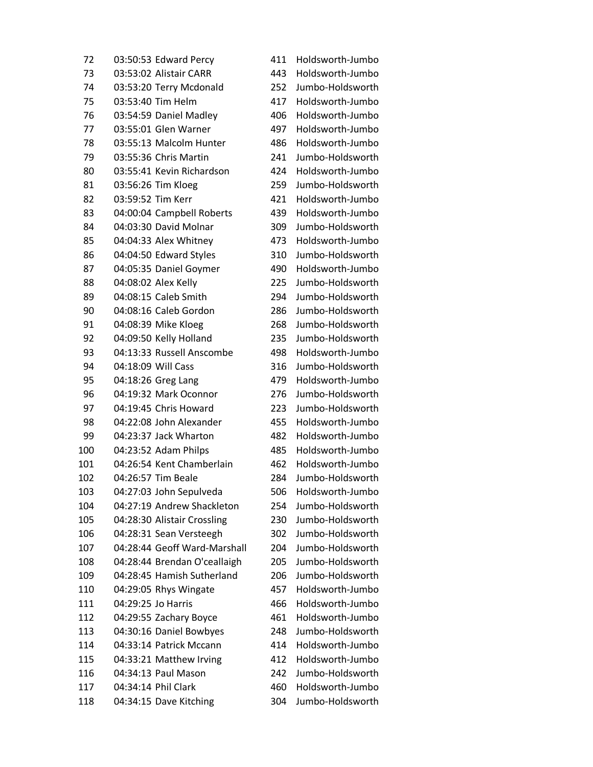| | | | | |
|---|---|---|---|---|
| 72 | 03:50:53 | Edward Percy | 411 | Holdsworth-Jumbo |
| 73 | 03:53:02 | Alistair CARR | 443 | Holdsworth-Jumbo |
| 74 | 03:53:20 | Terry Mcdonald | 252 | Jumbo-Holdsworth |
| 75 | 03:53:40 | Tim Helm | 417 | Holdsworth-Jumbo |
| 76 | 03:54:59 | Daniel Madley | 406 | Holdsworth-Jumbo |
| 77 | 03:55:01 | Glen Warner | 497 | Holdsworth-Jumbo |
| 78 | 03:55:13 | Malcolm Hunter | 486 | Holdsworth-Jumbo |
| 79 | 03:55:36 | Chris Martin | 241 | Jumbo-Holdsworth |
| 80 | 03:55:41 | Kevin Richardson | 424 | Holdsworth-Jumbo |
| 81 | 03:56:26 | Tim Kloeg | 259 | Jumbo-Holdsworth |
| 82 | 03:59:52 | Tim Kerr | 421 | Holdsworth-Jumbo |
| 83 | 04:00:04 | Campbell Roberts | 439 | Holdsworth-Jumbo |
| 84 | 04:03:30 | David Molnar | 309 | Jumbo-Holdsworth |
| 85 | 04:04:33 | Alex Whitney | 473 | Holdsworth-Jumbo |
| 86 | 04:04:50 | Edward Styles | 310 | Jumbo-Holdsworth |
| 87 | 04:05:35 | Daniel Goymer | 490 | Holdsworth-Jumbo |
| 88 | 04:08:02 | Alex Kelly | 225 | Jumbo-Holdsworth |
| 89 | 04:08:15 | Caleb Smith | 294 | Jumbo-Holdsworth |
| 90 | 04:08:16 | Caleb Gordon | 286 | Jumbo-Holdsworth |
| 91 | 04:08:39 | Mike Kloeg | 268 | Jumbo-Holdsworth |
| 92 | 04:09:50 | Kelly Holland | 235 | Jumbo-Holdsworth |
| 93 | 04:13:33 | Russell Anscombe | 498 | Holdsworth-Jumbo |
| 94 | 04:18:09 | Will Cass | 316 | Jumbo-Holdsworth |
| 95 | 04:18:26 | Greg Lang | 479 | Holdsworth-Jumbo |
| 96 | 04:19:32 | Mark Oconnor | 276 | Jumbo-Holdsworth |
| 97 | 04:19:45 | Chris Howard | 223 | Jumbo-Holdsworth |
| 98 | 04:22:08 | John Alexander | 455 | Holdsworth-Jumbo |
| 99 | 04:23:37 | Jack Wharton | 482 | Holdsworth-Jumbo |
| 100 | 04:23:52 | Adam Philps | 485 | Holdsworth-Jumbo |
| 101 | 04:26:54 | Kent Chamberlain | 462 | Holdsworth-Jumbo |
| 102 | 04:26:57 | Tim Beale | 284 | Jumbo-Holdsworth |
| 103 | 04:27:03 | John Sepulveda | 506 | Holdsworth-Jumbo |
| 104 | 04:27:19 | Andrew Shackleton | 254 | Jumbo-Holdsworth |
| 105 | 04:28:30 | Alistair Crossling | 230 | Jumbo-Holdsworth |
| 106 | 04:28:31 | Sean Versteegh | 302 | Jumbo-Holdsworth |
| 107 | 04:28:44 | Geoff Ward-Marshall | 204 | Jumbo-Holdsworth |
| 108 | 04:28:44 | Brendan O'ceallaigh | 205 | Jumbo-Holdsworth |
| 109 | 04:28:45 | Hamish Sutherland | 206 | Jumbo-Holdsworth |
| 110 | 04:29:05 | Rhys Wingate | 457 | Holdsworth-Jumbo |
| 111 | 04:29:25 | Jo Harris | 466 | Holdsworth-Jumbo |
| 112 | 04:29:55 | Zachary Boyce | 461 | Holdsworth-Jumbo |
| 113 | 04:30:16 | Daniel Bowbyes | 248 | Jumbo-Holdsworth |
| 114 | 04:33:14 | Patrick Mccann | 414 | Holdsworth-Jumbo |
| 115 | 04:33:21 | Matthew Irving | 412 | Holdsworth-Jumbo |
| 116 | 04:34:13 | Paul Mason | 242 | Jumbo-Holdsworth |
| 117 | 04:34:14 | Phil Clark | 460 | Holdsworth-Jumbo |
| 118 | 04:34:15 | Dave Kitching | 304 | Jumbo-Holdsworth |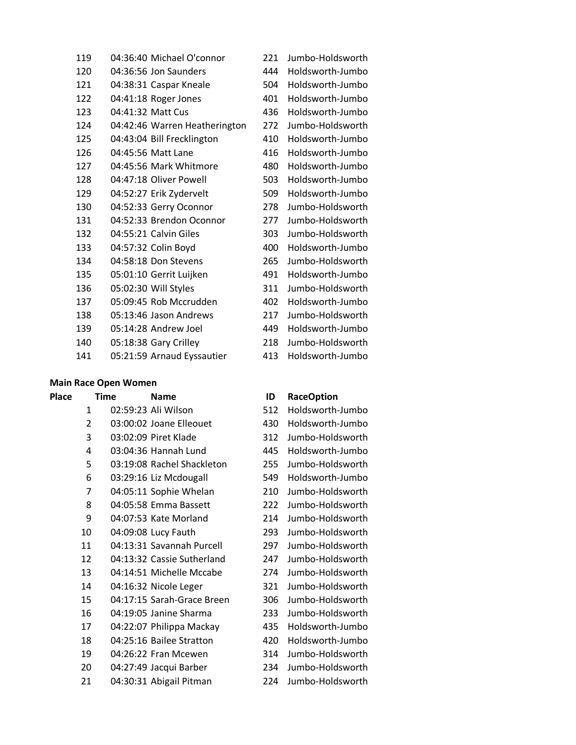| | | | | |
|---|---|---|---|---|
| 119 | 04:36:40 | Michael O'connor | 221 | Jumbo-Holdsworth |
| 120 | 04:36:56 | Jon Saunders | 444 | Holdsworth-Jumbo |
| 121 | 04:38:31 | Caspar Kneale | 504 | Holdsworth-Jumbo |
| 122 | 04:41:18 | Roger Jones | 401 | Holdsworth-Jumbo |
| 123 | 04:41:32 | Matt Cus | 436 | Holdsworth-Jumbo |
| 124 | 04:42:46 | Warren Heatherington | 272 | Jumbo-Holdsworth |
| 125 | 04:43:04 | Bill Frecklington | 410 | Holdsworth-Jumbo |
| 126 | 04:45:56 | Matt Lane | 416 | Holdsworth-Jumbo |
| 127 | 04:45:56 | Mark Whitmore | 480 | Holdsworth-Jumbo |
| 128 | 04:47:18 | Oliver Powell | 503 | Holdsworth-Jumbo |
| 129 | 04:52:27 | Erik Zydervelt | 509 | Holdsworth-Jumbo |
| 130 | 04:52:33 | Gerry Oconnor | 278 | Jumbo-Holdsworth |
| 131 | 04:52:33 | Brendon Oconnor | 277 | Jumbo-Holdsworth |
| 132 | 04:55:21 | Calvin Giles | 303 | Jumbo-Holdsworth |
| 133 | 04:57:32 | Colin Boyd | 400 | Holdsworth-Jumbo |
| 134 | 04:58:18 | Don Stevens | 265 | Jumbo-Holdsworth |
| 135 | 05:01:10 | Gerrit Luijken | 491 | Holdsworth-Jumbo |
| 136 | 05:02:30 | Will Styles | 311 | Jumbo-Holdsworth |
| 137 | 05:09:45 | Rob Mccrudden | 402 | Holdsworth-Jumbo |
| 138 | 05:13:46 | Jason Andrews | 217 | Jumbo-Holdsworth |
| 139 | 05:14:28 | Andrew Joel | 449 | Holdsworth-Jumbo |
| 140 | 05:18:38 | Gary Crilley | 218 | Jumbo-Holdsworth |
| 141 | 05:21:59 | Arnaud Eyssautier | 413 | Holdsworth-Jumbo |

**Main Race Open Women**

| Place | Time | Name | ID | RaceOption |
|---|---|---|---|---|
| 1 | 02:59:23 | Ali Wilson | 512 | Holdsworth-Jumbo |
| 2 | 03:00:02 | Joane Elleouet | 430 | Holdsworth-Jumbo |
| 3 | 03:02:09 | Piret Klade | 312 | Jumbo-Holdsworth |
| 4 | 03:04:36 | Hannah Lund | 445 | Holdsworth-Jumbo |
| 5 | 03:19:08 | Rachel Shackleton | 255 | Jumbo-Holdsworth |
| 6 | 03:29:16 | Liz Mcdougall | 549 | Holdsworth-Jumbo |
| 7 | 04:05:11 | Sophie Whelan | 210 | Jumbo-Holdsworth |
| 8 | 04:05:58 | Emma Bassett | 222 | Jumbo-Holdsworth |
| 9 | 04:07:53 | Kate Morland | 214 | Jumbo-Holdsworth |
| 10 | 04:09:08 | Lucy Fauth | 293 | Jumbo-Holdsworth |
| 11 | 04:13:31 | Savannah Purcell | 297 | Jumbo-Holdsworth |
| 12 | 04:13:32 | Cassie Sutherland | 247 | Jumbo-Holdsworth |
| 13 | 04:14:51 | Michelle Mccabe | 274 | Jumbo-Holdsworth |
| 14 | 04:16:32 | Nicole Leger | 321 | Jumbo-Holdsworth |
| 15 | 04:17:15 | Sarah-Grace Breen | 306 | Jumbo-Holdsworth |
| 16 | 04:19:05 | Janine Sharma | 233 | Jumbo-Holdsworth |
| 17 | 04:22:07 | Philippa Mackay | 435 | Holdsworth-Jumbo |
| 18 | 04:25:16 | Bailee Stratton | 420 | Holdsworth-Jumbo |
| 19 | 04:26:22 | Fran Mcewen | 314 | Jumbo-Holdsworth |
| 20 | 04:27:49 | Jacqui Barber | 234 | Jumbo-Holdsworth |
| 21 | 04:30:31 | Abigail Pitman | 224 | Jumbo-Holdsworth |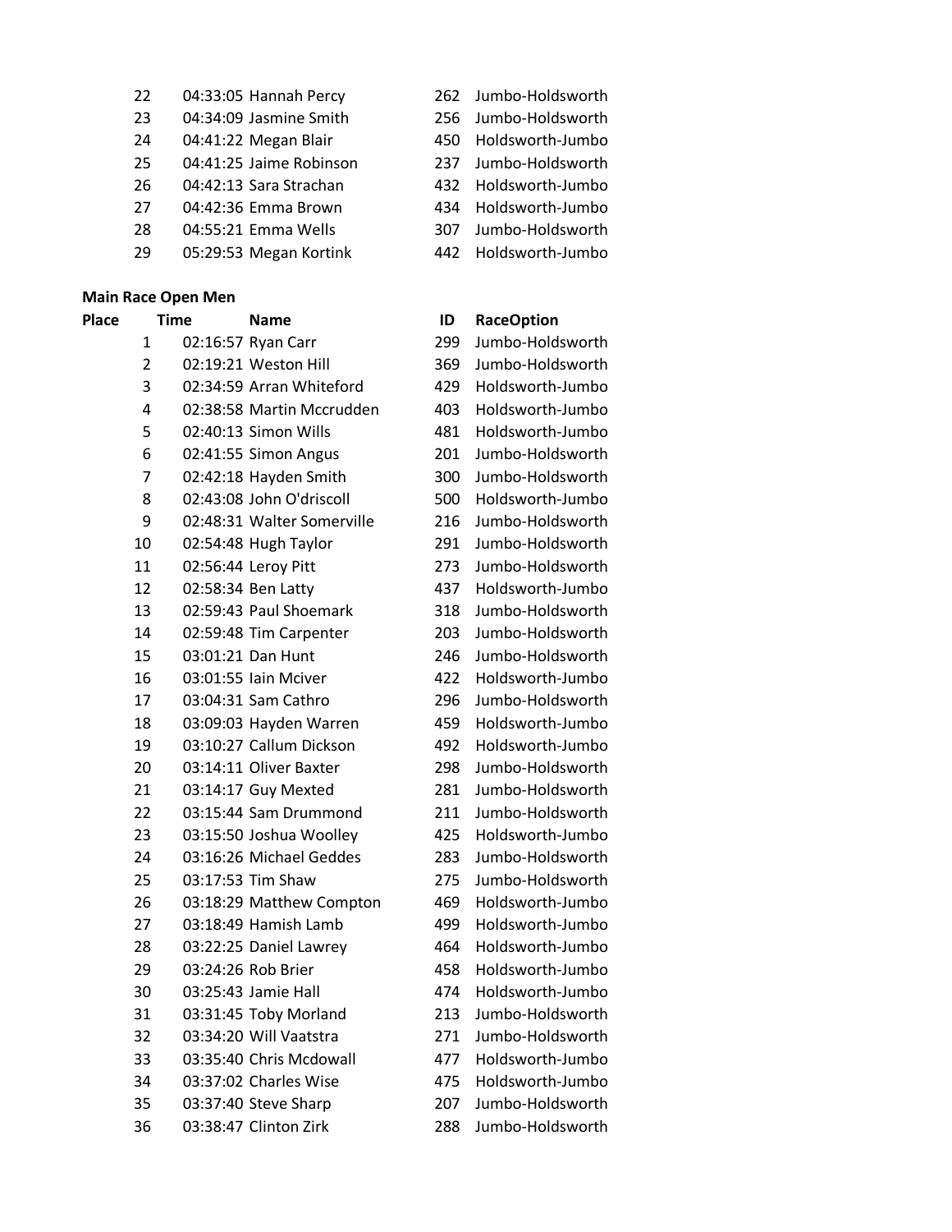| Place | Time | Name | ID | RaceOption |
|---|---|---|---|---|
| 22 | 04:33:05 | Hannah Percy | 262 | Jumbo-Holdsworth |
| 23 | 04:34:09 | Jasmine Smith | 256 | Jumbo-Holdsworth |
| 24 | 04:41:22 | Megan Blair | 450 | Holdsworth-Jumbo |
| 25 | 04:41:25 | Jaime Robinson | 237 | Jumbo-Holdsworth |
| 26 | 04:42:13 | Sara Strachan | 432 | Holdsworth-Jumbo |
| 27 | 04:42:36 | Emma Brown | 434 | Holdsworth-Jumbo |
| 28 | 04:55:21 | Emma Wells | 307 | Jumbo-Holdsworth |
| 29 | 05:29:53 | Megan Kortink | 442 | Holdsworth-Jumbo |

**Main Race Open Men**

| Place | Time | Name | ID | RaceOption |
|---|---|---|---|---|
| 1 | 02:16:57 | Ryan Carr | 299 | Jumbo-Holdsworth |
| 2 | 02:19:21 | Weston Hill | 369 | Jumbo-Holdsworth |
| 3 | 02:34:59 | Arran Whiteford | 429 | Holdsworth-Jumbo |
| 4 | 02:38:58 | Martin Mccrudden | 403 | Holdsworth-Jumbo |
| 5 | 02:40:13 | Simon Wills | 481 | Holdsworth-Jumbo |
| 6 | 02:41:55 | Simon Angus | 201 | Jumbo-Holdsworth |
| 7 | 02:42:18 | Hayden Smith | 300 | Jumbo-Holdsworth |
| 8 | 02:43:08 | John O'driscoll | 500 | Holdsworth-Jumbo |
| 9 | 02:48:31 | Walter Somerville | 216 | Jumbo-Holdsworth |
| 10 | 02:54:48 | Hugh Taylor | 291 | Jumbo-Holdsworth |
| 11 | 02:56:44 | Leroy Pitt | 273 | Jumbo-Holdsworth |
| 12 | 02:58:34 | Ben Latty | 437 | Holdsworth-Jumbo |
| 13 | 02:59:43 | Paul Shoemark | 318 | Jumbo-Holdsworth |
| 14 | 02:59:48 | Tim Carpenter | 203 | Jumbo-Holdsworth |
| 15 | 03:01:21 | Dan Hunt | 246 | Jumbo-Holdsworth |
| 16 | 03:01:55 | Iain Mciver | 422 | Holdsworth-Jumbo |
| 17 | 03:04:31 | Sam Cathro | 296 | Jumbo-Holdsworth |
| 18 | 03:09:03 | Hayden Warren | 459 | Holdsworth-Jumbo |
| 19 | 03:10:27 | Callum Dickson | 492 | Holdsworth-Jumbo |
| 20 | 03:14:11 | Oliver Baxter | 298 | Jumbo-Holdsworth |
| 21 | 03:14:17 | Guy Mexted | 281 | Jumbo-Holdsworth |
| 22 | 03:15:44 | Sam Drummond | 211 | Jumbo-Holdsworth |
| 23 | 03:15:50 | Joshua Woolley | 425 | Holdsworth-Jumbo |
| 24 | 03:16:26 | Michael Geddes | 283 | Jumbo-Holdsworth |
| 25 | 03:17:53 | Tim Shaw | 275 | Jumbo-Holdsworth |
| 26 | 03:18:29 | Matthew Compton | 469 | Holdsworth-Jumbo |
| 27 | 03:18:49 | Hamish Lamb | 499 | Holdsworth-Jumbo |
| 28 | 03:22:25 | Daniel Lawrey | 464 | Holdsworth-Jumbo |
| 29 | 03:24:26 | Rob Brier | 458 | Holdsworth-Jumbo |
| 30 | 03:25:43 | Jamie Hall | 474 | Holdsworth-Jumbo |
| 31 | 03:31:45 | Toby Morland | 213 | Jumbo-Holdsworth |
| 32 | 03:34:20 | Will Vaatstra | 271 | Jumbo-Holdsworth |
| 33 | 03:35:40 | Chris Mcdowall | 477 | Holdsworth-Jumbo |
| 34 | 03:37:02 | Charles Wise | 475 | Holdsworth-Jumbo |
| 35 | 03:37:40 | Steve Sharp | 207 | Jumbo-Holdsworth |
| 36 | 03:38:47 | Clinton Zirk | 288 | Jumbo-Holdsworth |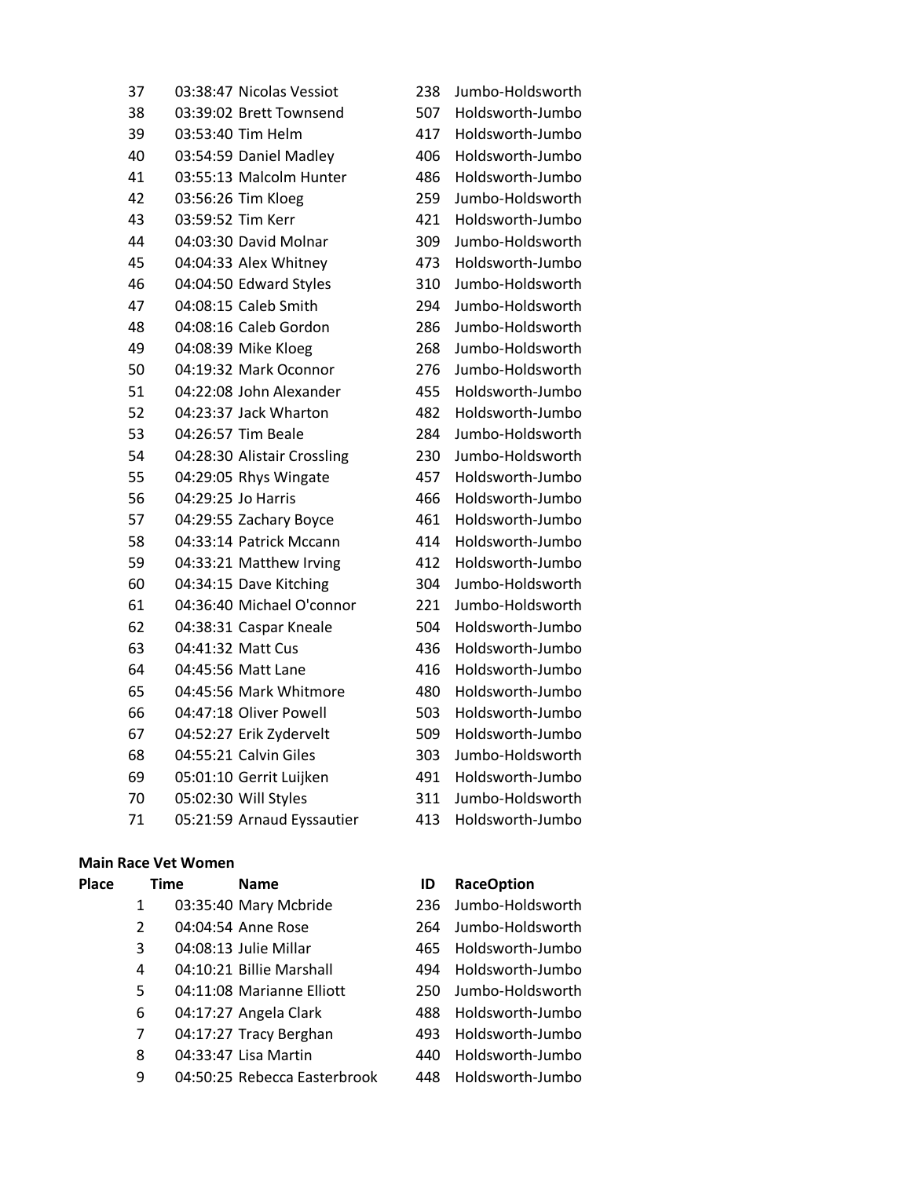| Place | Time | Name | ID | RaceOption |
|---|---|---|---|---|
| 37 | 03:38:47 | Nicolas Vessiot | 238 | Jumbo-Holdsworth |
| 38 | 03:39:02 | Brett Townsend | 507 | Holdsworth-Jumbo |
| 39 | 03:53:40 | Tim Helm | 417 | Holdsworth-Jumbo |
| 40 | 03:54:59 | Daniel Madley | 406 | Holdsworth-Jumbo |
| 41 | 03:55:13 | Malcolm Hunter | 486 | Holdsworth-Jumbo |
| 42 | 03:56:26 | Tim Kloeg | 259 | Jumbo-Holdsworth |
| 43 | 03:59:52 | Tim Kerr | 421 | Holdsworth-Jumbo |
| 44 | 04:03:30 | David Molnar | 309 | Jumbo-Holdsworth |
| 45 | 04:04:33 | Alex Whitney | 473 | Holdsworth-Jumbo |
| 46 | 04:04:50 | Edward Styles | 310 | Jumbo-Holdsworth |
| 47 | 04:08:15 | Caleb Smith | 294 | Jumbo-Holdsworth |
| 48 | 04:08:16 | Caleb Gordon | 286 | Jumbo-Holdsworth |
| 49 | 04:08:39 | Mike Kloeg | 268 | Jumbo-Holdsworth |
| 50 | 04:19:32 | Mark Oconnor | 276 | Jumbo-Holdsworth |
| 51 | 04:22:08 | John Alexander | 455 | Holdsworth-Jumbo |
| 52 | 04:23:37 | Jack Wharton | 482 | Holdsworth-Jumbo |
| 53 | 04:26:57 | Tim Beale | 284 | Jumbo-Holdsworth |
| 54 | 04:28:30 | Alistair Crossling | 230 | Jumbo-Holdsworth |
| 55 | 04:29:05 | Rhys Wingate | 457 | Holdsworth-Jumbo |
| 56 | 04:29:25 | Jo Harris | 466 | Holdsworth-Jumbo |
| 57 | 04:29:55 | Zachary Boyce | 461 | Holdsworth-Jumbo |
| 58 | 04:33:14 | Patrick Mccann | 414 | Holdsworth-Jumbo |
| 59 | 04:33:21 | Matthew Irving | 412 | Holdsworth-Jumbo |
| 60 | 04:34:15 | Dave Kitching | 304 | Jumbo-Holdsworth |
| 61 | 04:36:40 | Michael O'connor | 221 | Jumbo-Holdsworth |
| 62 | 04:38:31 | Caspar Kneale | 504 | Holdsworth-Jumbo |
| 63 | 04:41:32 | Matt Cus | 436 | Holdsworth-Jumbo |
| 64 | 04:45:56 | Matt Lane | 416 | Holdsworth-Jumbo |
| 65 | 04:45:56 | Mark Whitmore | 480 | Holdsworth-Jumbo |
| 66 | 04:47:18 | Oliver Powell | 503 | Holdsworth-Jumbo |
| 67 | 04:52:27 | Erik Zydervelt | 509 | Holdsworth-Jumbo |
| 68 | 04:55:21 | Calvin Giles | 303 | Jumbo-Holdsworth |
| 69 | 05:01:10 | Gerrit Luijken | 491 | Holdsworth-Jumbo |
| 70 | 05:02:30 | Will Styles | 311 | Jumbo-Holdsworth |
| 71 | 05:21:59 | Arnaud Eyssautier | 413 | Holdsworth-Jumbo |

**Main Race Vet Women**

| Place | Time | Name | ID | RaceOption |
|---|---|---|---|---|
| 1 | 03:35:40 | Mary Mcbride | 236 | Jumbo-Holdsworth |
| 2 | 04:04:54 | Anne Rose | 264 | Jumbo-Holdsworth |
| 3 | 04:08:13 | Julie Millar | 465 | Holdsworth-Jumbo |
| 4 | 04:10:21 | Billie Marshall | 494 | Holdsworth-Jumbo |
| 5 | 04:11:08 | Marianne Elliott | 250 | Jumbo-Holdsworth |
| 6 | 04:17:27 | Angela Clark | 488 | Holdsworth-Jumbo |
| 7 | 04:17:27 | Tracy Berghan | 493 | Holdsworth-Jumbo |
| 8 | 04:33:47 | Lisa Martin | 440 | Holdsworth-Jumbo |
| 9 | 04:50:25 | Rebecca Easterbrook | 448 | Holdsworth-Jumbo |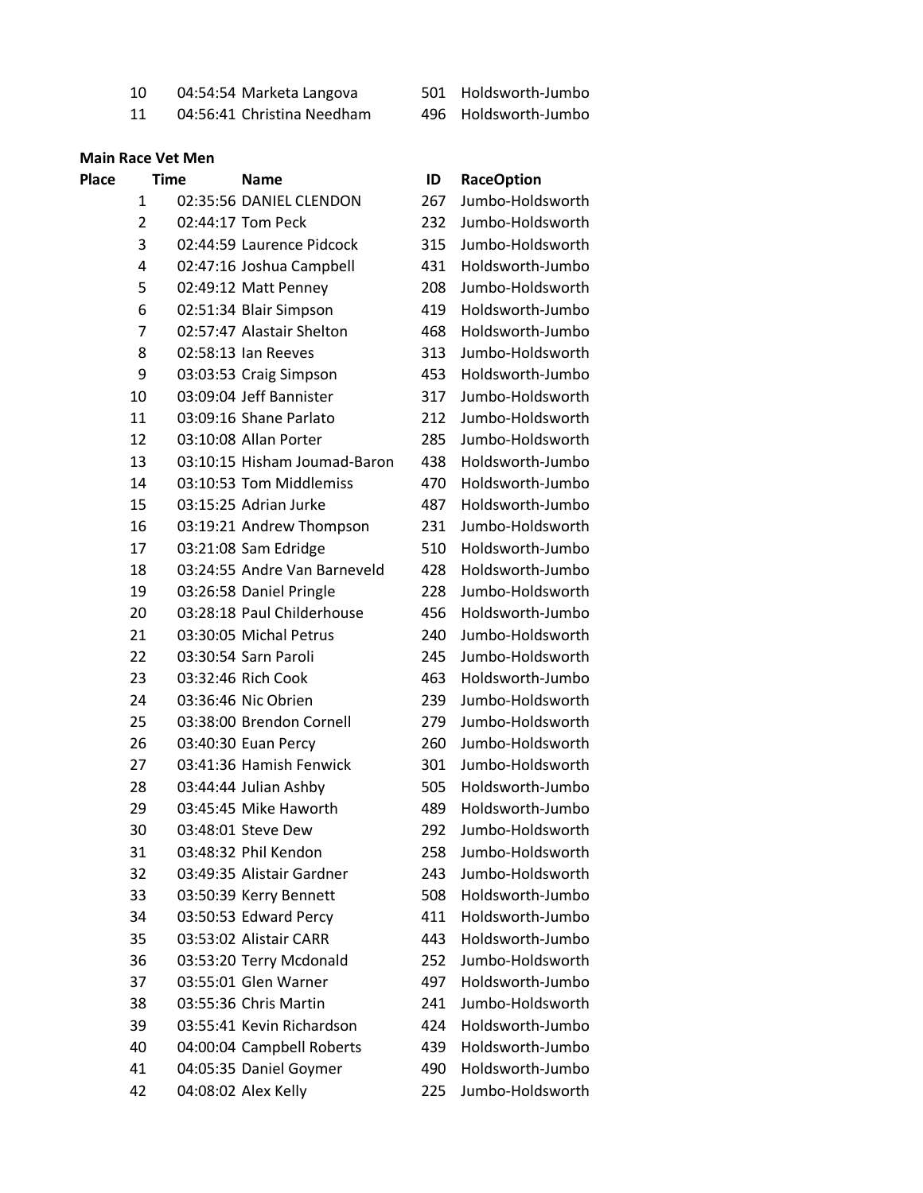| | | | | |
|---|---|---|---|---|
| 10 | 04:54:54 | Marketa Langova | 501 | Holdsworth-Jumbo |
| 11 | 04:56:41 | Christina Needham | 496 | Holdsworth-Jumbo |

**Main Race Vet Men**

| Place | Time | Name | ID | RaceOption |
|---|---|---|---|---|
| 1 | 02:35:56 | DANIEL CLENDON | 267 | Jumbo-Holdsworth |
| 2 | 02:44:17 | Tom Peck | 232 | Jumbo-Holdsworth |
| 3 | 02:44:59 | Laurence Pidcock | 315 | Jumbo-Holdsworth |
| 4 | 02:47:16 | Joshua Campbell | 431 | Holdsworth-Jumbo |
| 5 | 02:49:12 | Matt Penney | 208 | Jumbo-Holdsworth |
| 6 | 02:51:34 | Blair Simpson | 419 | Holdsworth-Jumbo |
| 7 | 02:57:47 | Alastair Shelton | 468 | Holdsworth-Jumbo |
| 8 | 02:58:13 | Ian Reeves | 313 | Jumbo-Holdsworth |
| 9 | 03:03:53 | Craig Simpson | 453 | Holdsworth-Jumbo |
| 10 | 03:09:04 | Jeff Bannister | 317 | Jumbo-Holdsworth |
| 11 | 03:09:16 | Shane Parlato | 212 | Jumbo-Holdsworth |
| 12 | 03:10:08 | Allan Porter | 285 | Jumbo-Holdsworth |
| 13 | 03:10:15 | Hisham Joumad-Baron | 438 | Holdsworth-Jumbo |
| 14 | 03:10:53 | Tom Middlemiss | 470 | Holdsworth-Jumbo |
| 15 | 03:15:25 | Adrian Jurke | 487 | Holdsworth-Jumbo |
| 16 | 03:19:21 | Andrew Thompson | 231 | Jumbo-Holdsworth |
| 17 | 03:21:08 | Sam Edridge | 510 | Holdsworth-Jumbo |
| 18 | 03:24:55 | Andre Van Barneveld | 428 | Holdsworth-Jumbo |
| 19 | 03:26:58 | Daniel Pringle | 228 | Jumbo-Holdsworth |
| 20 | 03:28:18 | Paul Childerhouse | 456 | Holdsworth-Jumbo |
| 21 | 03:30:05 | Michal Petrus | 240 | Jumbo-Holdsworth |
| 22 | 03:30:54 | Sarn Paroli | 245 | Jumbo-Holdsworth |
| 23 | 03:32:46 | Rich Cook | 463 | Holdsworth-Jumbo |
| 24 | 03:36:46 | Nic Obrien | 239 | Jumbo-Holdsworth |
| 25 | 03:38:00 | Brendon Cornell | 279 | Jumbo-Holdsworth |
| 26 | 03:40:30 | Euan Percy | 260 | Jumbo-Holdsworth |
| 27 | 03:41:36 | Hamish Fenwick | 301 | Jumbo-Holdsworth |
| 28 | 03:44:44 | Julian Ashby | 505 | Holdsworth-Jumbo |
| 29 | 03:45:45 | Mike Haworth | 489 | Holdsworth-Jumbo |
| 30 | 03:48:01 | Steve Dew | 292 | Jumbo-Holdsworth |
| 31 | 03:48:32 | Phil Kendon | 258 | Jumbo-Holdsworth |
| 32 | 03:49:35 | Alistair Gardner | 243 | Jumbo-Holdsworth |
| 33 | 03:50:39 | Kerry Bennett | 508 | Holdsworth-Jumbo |
| 34 | 03:50:53 | Edward Percy | 411 | Holdsworth-Jumbo |
| 35 | 03:53:02 | Alistair CARR | 443 | Holdsworth-Jumbo |
| 36 | 03:53:20 | Terry Mcdonald | 252 | Jumbo-Holdsworth |
| 37 | 03:55:01 | Glen Warner | 497 | Holdsworth-Jumbo |
| 38 | 03:55:36 | Chris Martin | 241 | Jumbo-Holdsworth |
| 39 | 03:55:41 | Kevin Richardson | 424 | Holdsworth-Jumbo |
| 40 | 04:00:04 | Campbell Roberts | 439 | Holdsworth-Jumbo |
| 41 | 04:05:35 | Daniel Goymer | 490 | Holdsworth-Jumbo |
| 42 | 04:08:02 | Alex Kelly | 225 | Jumbo-Holdsworth |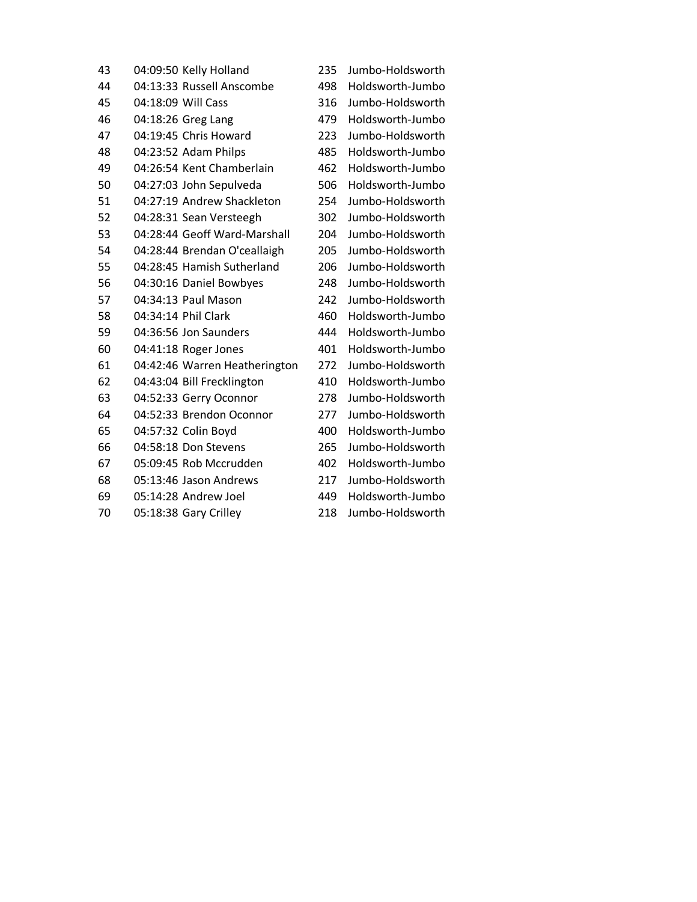| | | | | |
|---|---|---|---|---|
| 43 | 04:09:50 | Kelly Holland | 235 | Jumbo-Holdsworth |
| 44 | 04:13:33 | Russell Anscombe | 498 | Holdsworth-Jumbo |
| 45 | 04:18:09 | Will Cass | 316 | Jumbo-Holdsworth |
| 46 | 04:18:26 | Greg Lang | 479 | Holdsworth-Jumbo |
| 47 | 04:19:45 | Chris Howard | 223 | Jumbo-Holdsworth |
| 48 | 04:23:52 | Adam Philps | 485 | Holdsworth-Jumbo |
| 49 | 04:26:54 | Kent Chamberlain | 462 | Holdsworth-Jumbo |
| 50 | 04:27:03 | John Sepulveda | 506 | Holdsworth-Jumbo |
| 51 | 04:27:19 | Andrew Shackleton | 254 | Jumbo-Holdsworth |
| 52 | 04:28:31 | Sean Versteegh | 302 | Jumbo-Holdsworth |
| 53 | 04:28:44 | Geoff Ward-Marshall | 204 | Jumbo-Holdsworth |
| 54 | 04:28:44 | Brendan O'ceallaigh | 205 | Jumbo-Holdsworth |
| 55 | 04:28:45 | Hamish Sutherland | 206 | Jumbo-Holdsworth |
| 56 | 04:30:16 | Daniel Bowbyes | 248 | Jumbo-Holdsworth |
| 57 | 04:34:13 | Paul Mason | 242 | Jumbo-Holdsworth |
| 58 | 04:34:14 | Phil Clark | 460 | Holdsworth-Jumbo |
| 59 | 04:36:56 | Jon Saunders | 444 | Holdsworth-Jumbo |
| 60 | 04:41:18 | Roger Jones | 401 | Holdsworth-Jumbo |
| 61 | 04:42:46 | Warren Heatherington | 272 | Jumbo-Holdsworth |
| 62 | 04:43:04 | Bill Frecklington | 410 | Holdsworth-Jumbo |
| 63 | 04:52:33 | Gerry Oconnor | 278 | Jumbo-Holdsworth |
| 64 | 04:52:33 | Brendon Oconnor | 277 | Jumbo-Holdsworth |
| 65 | 04:57:32 | Colin Boyd | 400 | Holdsworth-Jumbo |
| 66 | 04:58:18 | Don Stevens | 265 | Jumbo-Holdsworth |
| 67 | 05:09:45 | Rob Mccrudden | 402 | Holdsworth-Jumbo |
| 68 | 05:13:46 | Jason Andrews | 217 | Jumbo-Holdsworth |
| 69 | 05:14:28 | Andrew Joel | 449 | Holdsworth-Jumbo |
| 70 | 05:18:38 | Gary Crilley | 218 | Jumbo-Holdsworth |